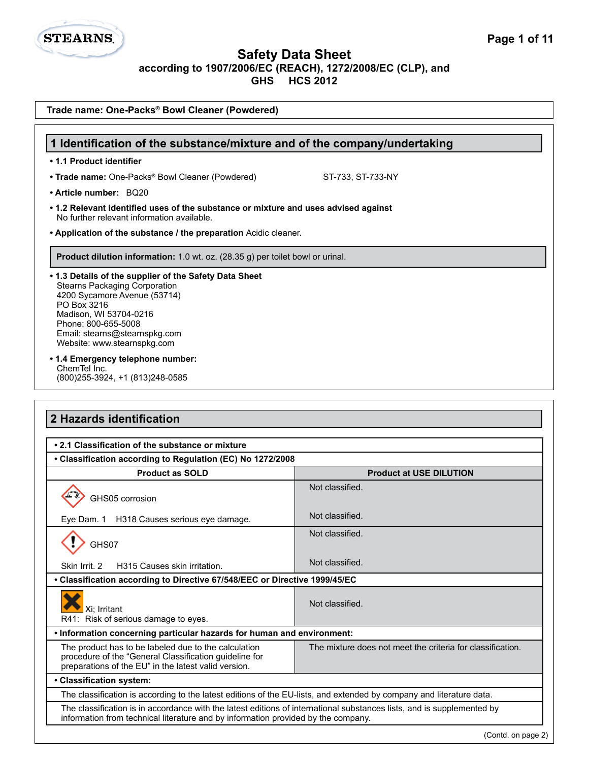STEARNS.

# Safety Data Sheet

**according to 1907/2006/EC (REACH), 1272/2008/EC (CLP), and GHS HCS 2012**

**Trade name: One-Packs® Bowl Cleaner (Powdered)**

## 1 Identification of the substance/mixture and of the company/undertaking

- **1.1 Product identifier**
- **Trade name:** One-Packs® Bowl Cleaner (Powdered) ST-733, ST-733-NY
- **Article number:** BQ20
- **1.2 Relevant identified uses of the substance or mixture and uses advised against**
  No further relevant information available.
- **Application of the substance / the preparation** Acidic cleaner.

**Product dilution information:** 1.0 wt. oz. (28.35 g) per toilet bowl or urinal.

- **1.3 Details of the supplier of the Safety Data Sheet**
  Stearns Packaging Corporation
  4200 Sycamore Avenue (53714)
  PO Box 3216
  Madison, WI 53704-0216
  Phone: 800-655-5008
  Email: stearns@stearnspkg.com
  Website: www.stearnspkg.com
- **1.4 Emergency telephone number:**
  ChemTel Inc.
  (800)255-3924, +1 (813)248-0585

## 2 Hazards identification

**• 2.1 Classification of the substance or mixture**

**• Classification according to Regulation (EC) No 1272/2008**

| Product as SOLD | Product at USE DILUTION |
|---|---|
| GHS05 corrosion | Not classified. |
| Eye Dam. 1 H318 Causes serious eye damage. | Not classified. |
| GHS07 | Not classified. |
| Skin Irrit. 2 H315 Causes skin irritation. | Not classified. |

**• Classification according to Directive 67/548/EEC or Directive 1999/45/EC**

| Product as SOLD | Product at USE DILUTION |
|---|---|
| Xi; Irritant<br>R41: Risk of serious damage to eyes. | Not classified. |

**• Information concerning particular hazards for human and environment:**

| Product as SOLD | Product at USE DILUTION |
|---|---|
| The product has to be labeled due to the calculation procedure of the "General Classification guideline for preparations of the EU" in the latest valid version. | The mixture does not meet the criteria for classification. |

**• Classification system:**

The classification is according to the latest editions of the EU-lists, and extended by company and literature data.

The classification is in accordance with the latest editions of international substances lists, and is supplemented by information from technical literature and by information provided by the company.

(Contd. on page 2)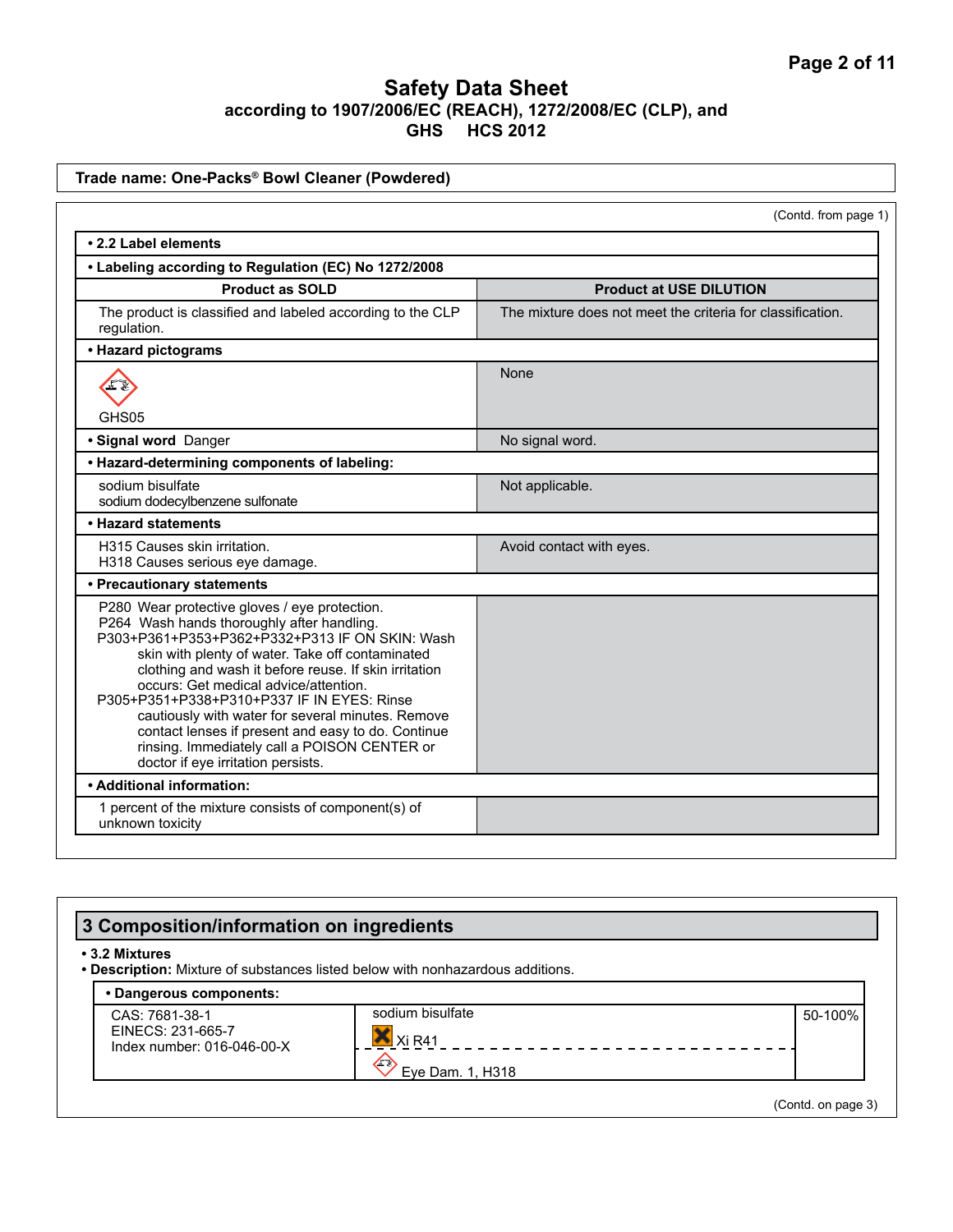# Safety Data Sheet
**according to 1907/2006/EC (REACH), 1272/2008/EC (CLP), and GHS HCS 2012**

**Trade name: One-Packs® Bowl Cleaner (Powdered)**

(Contd. from page 1)

**• 2.2 Label elements**

**• Labeling according to Regulation (EC) No 1272/2008**

| Product as SOLD | Product at USE DILUTION |
|---|---|
| The product is classified and labeled according to the CLP regulation. | The mixture does not meet the criteria for classification. |
| **• Hazard pictograms** | |
| GHS05 | None |
| **• Signal word** Danger | No signal word. |
| **• Hazard-determining components of labeling:** | |
| sodium bisulfate<br>sodium dodecylbenzene sulfonate | Not applicable. |
| **• Hazard statements** | |
| H315 Causes skin irritation.<br>H318 Causes serious eye damage. | Avoid contact with eyes. |
| **• Precautionary statements** | |
| P280 Wear protective gloves / eye protection.<br>P264 Wash hands thoroughly after handling.<br>P303+P361+P353+P362+P332+P313 IF ON SKIN: Wash skin with plenty of water. Take off contaminated clothing and wash it before reuse. If skin irritation occurs: Get medical advice/attention.<br>P305+P351+P338+P310+P337 IF IN EYES: Rinse cautiously with water for several minutes. Remove contact lenses if present and easy to do. Continue rinsing. Immediately call a POISON CENTER or doctor if eye irritation persists. | |
| **• Additional information:** | |
| 1 percent of the mixture consists of component(s) of unknown toxicity | |

## 3 Composition/information on ingredients

**• 3.2 Mixtures**

**• Description:** Mixture of substances listed below with nonhazardous additions.

**• Dangerous components:**

| | | |
|---|---|---|
| CAS: 7681-38-1<br>EINECS: 231-665-7<br>Index number: 016-046-00-X | sodium bisulfate<br>Xi R41<br>Eye Dam. 1, H318 | 50-100% |

(Contd. on page 3)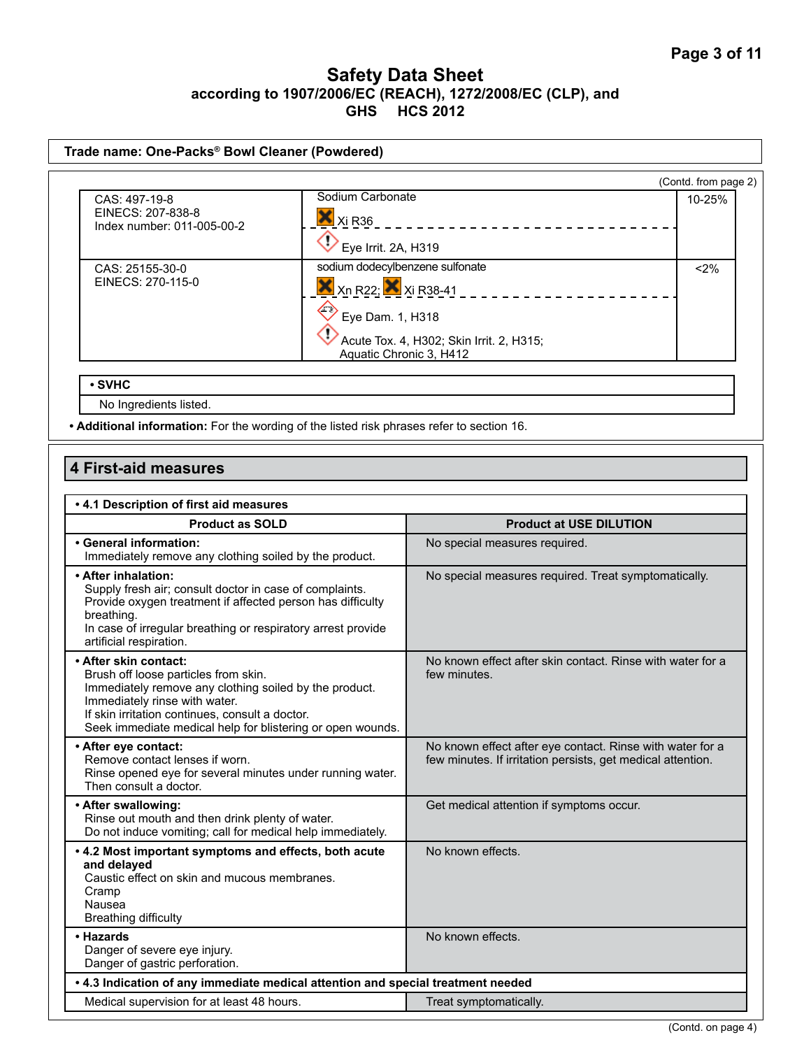# Safety Data Sheet
## according to 1907/2006/EC (REACH), 1272/2008/EC (CLP), and GHS HCS 2012

**Trade name: One-Packs® Bowl Cleaner (Powdered)**

(Contd. from page 2)

| | | |
|---|---|---|
| CAS: 497-19-8<br>EINECS: 207-838-8<br>Index number: 011-005-00-2 | Sodium Carbonate<br>Xi R36<br>Eye Irrit. 2A, H319 | 10-25% |
| CAS: 25155-30-0<br>EINECS: 270-115-0 | sodium dodecylbenzene sulfonate<br>Xn R22; Xi R38-41<br>Eye Dam. 1, H318<br>Acute Tox. 4, H302; Skin Irrit. 2, H315; Aquatic Chronic 3, H412 | <2% |

**• SVHC**

No Ingredients listed.

**• Additional information:** For the wording of the listed risk phrases refer to section 16.

## 4 First-aid measures

**• 4.1 Description of first aid measures**

| Product as SOLD | Product at USE DILUTION |
|---|---|
| **• General information:**<br>Immediately remove any clothing soiled by the product. | No special measures required. |
| **• After inhalation:**<br>Supply fresh air; consult doctor in case of complaints.<br>Provide oxygen treatment if affected person has difficulty breathing.<br>In case of irregular breathing or respiratory arrest provide artificial respiration. | No special measures required. Treat symptomatically. |
| **• After skin contact:**<br>Brush off loose particles from skin.<br>Immediately remove any clothing soiled by the product.<br>Immediately rinse with water.<br>If skin irritation continues, consult a doctor.<br>Seek immediate medical help for blistering or open wounds. | No known effect after skin contact. Rinse with water for a few minutes. |
| **• After eye contact:**<br>Remove contact lenses if worn.<br>Rinse opened eye for several minutes under running water. Then consult a doctor. | No known effect after eye contact. Rinse with water for a few minutes. If irritation persists, get medical attention. |
| **• After swallowing:**<br>Rinse out mouth and then drink plenty of water.<br>Do not induce vomiting; call for medical help immediately. | Get medical attention if symptoms occur. |
| **• 4.2 Most important symptoms and effects, both acute and delayed**<br>Caustic effect on skin and mucous membranes.<br>Cramp<br>Nausea<br>Breathing difficulty | No known effects. |
| **• Hazards**<br>Danger of severe eye injury.<br>Danger of gastric perforation. | No known effects. |
| **• 4.3 Indication of any immediate medical attention and special treatment needed** | |
| Medical supervision for at least 48 hours. | Treat symptomatically. |

(Contd. on page 4)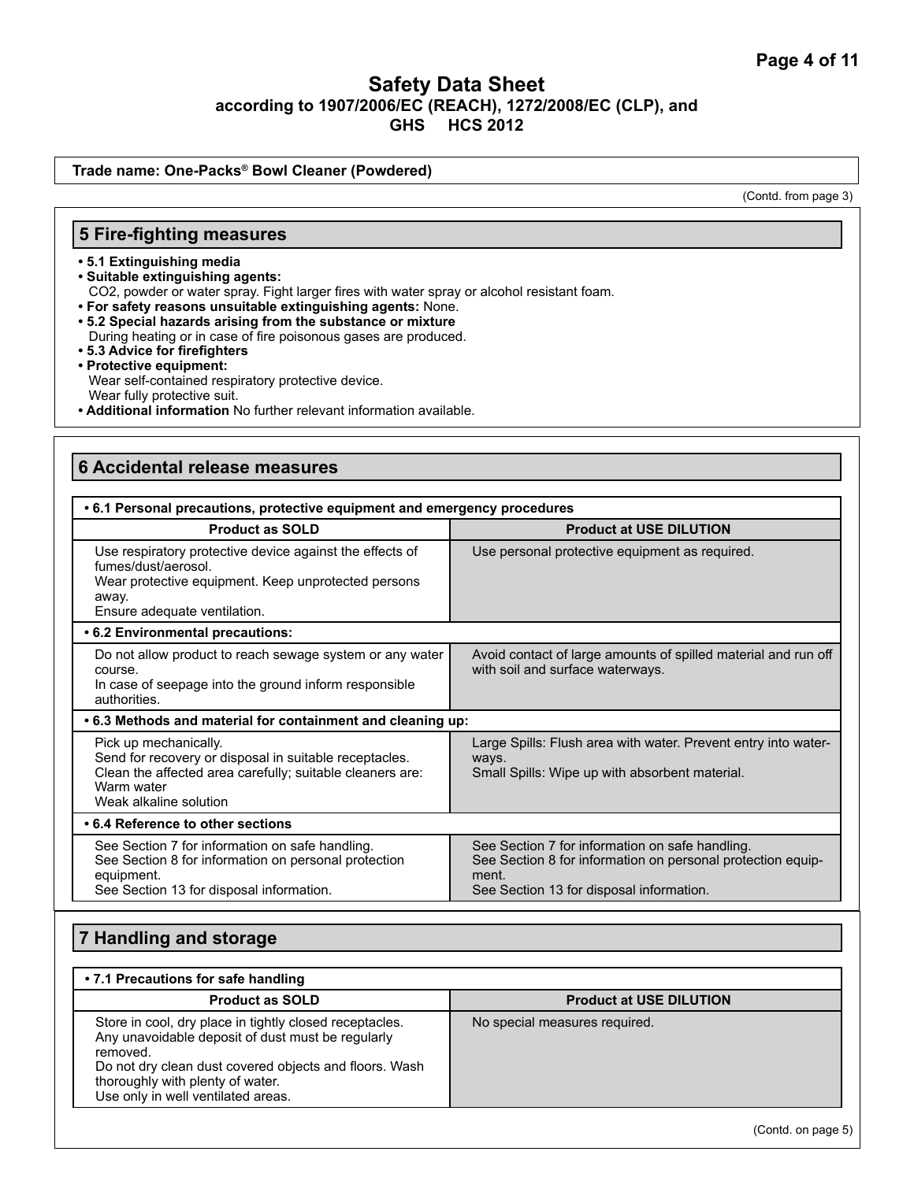# Safety Data Sheet
### according to 1907/2006/EC (REACH), 1272/2008/EC (CLP), and GHS HCS 2012

**Trade name: One-Packs® Bowl Cleaner (Powdered)**

(Contd. from page 3)

## 5 Fire-fighting measures

- **5.1 Extinguishing media**
- **Suitable extinguishing agents:**
  $CO_2$, powder or water spray. Fight larger fires with water spray or alcohol resistant foam.
- **For safety reasons unsuitable extinguishing agents:** None.
- **5.2 Special hazards arising from the substance or mixture**
  During heating or in case of fire poisonous gases are produced.
- **5.3 Advice for firefighters**
- **Protective equipment:**
  Wear self-contained respiratory protective device.
  Wear fully protective suit.
- **Additional information** No further relevant information available.

## 6 Accidental release measures

| **• 6.1 Personal precautions, protective equipment and emergency procedures** | |
|---|---|
| **Product as SOLD** | **Product at USE DILUTION** |
| Use respiratory protective device against the effects of fumes/dust/aerosol.<br>Wear protective equipment. Keep unprotected persons away.<br>Ensure adequate ventilation. | Use personal protective equipment as required. |
| **• 6.2 Environmental precautions:** | |
| Do not allow product to reach sewage system or any water course.<br>In case of seepage into the ground inform responsible authorities. | Avoid contact of large amounts of spilled material and run off with soil and surface waterways. |
| **• 6.3 Methods and material for containment and cleaning up:** | |
| Pick up mechanically.<br>Send for recovery or disposal in suitable receptacles.<br>Clean the affected area carefully; suitable cleaners are:<br>Warm water<br>Weak alkaline solution | Large Spills: Flush area with water. Prevent entry into waterways.<br>Small Spills: Wipe up with absorbent material. |
| **• 6.4 Reference to other sections** | |
| See Section 7 for information on safe handling.<br>See Section 8 for information on personal protection equipment.<br>See Section 13 for disposal information. | See Section 7 for information on safe handling.<br>See Section 8 for information on personal protection equipment.<br>See Section 13 for disposal information. |

## 7 Handling and storage

| **• 7.1 Precautions for safe handling** | |
|---|---|
| **Product as SOLD** | **Product at USE DILUTION** |
| Store in cool, dry place in tightly closed receptacles.<br>Any unavoidable deposit of dust must be regularly removed.<br>Do not dry clean dust covered objects and floors. Wash thoroughly with plenty of water.<br>Use only in well ventilated areas. | No special measures required. |

(Contd. on page 5)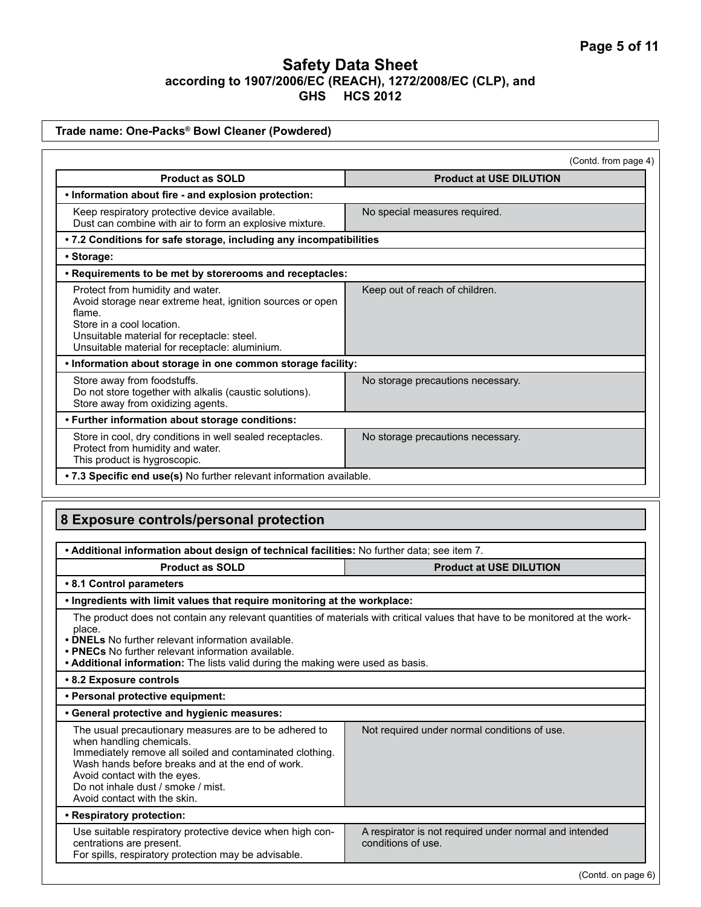# Safety Data Sheet

**according to 1907/2006/EC (REACH), 1272/2008/EC (CLP), and GHS HCS 2012**

**Trade name: One-Packs® Bowl Cleaner (Powdered)**

(Contd. from page 4)

| Product as SOLD | Product at USE DILUTION |
|---|---|
| **• Information about fire - and explosion protection:** | |
| Keep respiratory protective device available.<br>Dust can combine with air to form an explosive mixture. | No special measures required. |
| **• 7.2 Conditions for safe storage, including any incompatibilities** | |
| **• Storage:** | |
| **• Requirements to be met by storerooms and receptacles:** | |
| Protect from humidity and water.<br>Avoid storage near extreme heat, ignition sources or open flame.<br>Store in a cool location.<br>Unsuitable material for receptacle: steel.<br>Unsuitable material for receptacle: aluminium. | Keep out of reach of children. |
| **• Information about storage in one common storage facility:** | |
| Store away from foodstuffs.<br>Do not store together with alkalis (caustic solutions).<br>Store away from oxidizing agents. | No storage precautions necessary. |
| **• Further information about storage conditions:** | |
| Store in cool, dry conditions in well sealed receptacles.<br>Protect from humidity and water.<br>This product is hygroscopic. | No storage precautions necessary. |
| **• 7.3 Specific end use(s)** No further relevant information available. | |

## 8 Exposure controls/personal protection

**• Additional information about design of technical facilities:** No further data; see item 7.

| Product as SOLD | Product at USE DILUTION |
|---|---|
| **• 8.1 Control parameters** | |
| **• Ingredients with limit values that require monitoring at the workplace:** | |
| The product does not contain any relevant quantities of materials with critical values that have to be monitored at the work-place.<br>**• DNELs** No further relevant information available.<br>**• PNECs** No further relevant information available.<br>**• Additional information:** The lists valid during the making were used as basis. | |
| **• 8.2 Exposure controls** | |
| **• Personal protective equipment:** | |
| **• General protective and hygienic measures:** | |
| The usual precautionary measures are to be adhered to when handling chemicals.<br>Immediately remove all soiled and contaminated clothing.<br>Wash hands before breaks and at the end of work.<br>Avoid contact with the eyes.<br>Do not inhale dust / smoke / mist.<br>Avoid contact with the skin. | Not required under normal conditions of use. |
| **• Respiratory protection:** | |
| Use suitable respiratory protective device when high concentrations are present.<br>For spills, respiratory protection may be advisable. | A respirator is not required under normal and intended conditions of use. |

(Contd. on page 6)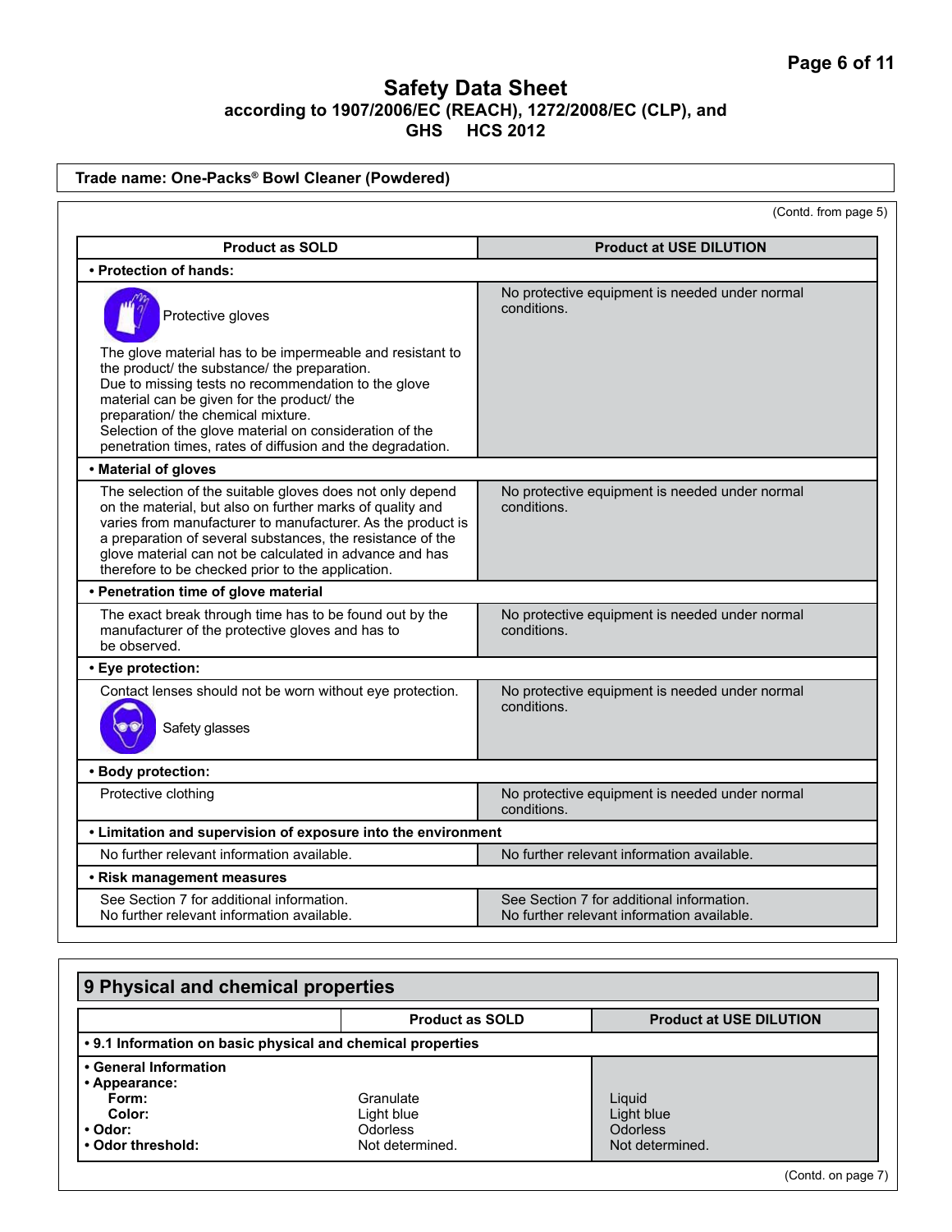**Trade name: One-Packs® Bowl Cleaner (Powdered)**

(Contd. from page 5)

| Product as SOLD | Product at USE DILUTION |
|---|---|
| **• Protection of hands:** | |
| Protective gloves<br>The glove material has to be impermeable and resistant to the product/ the substance/ the preparation.<br>Due to missing tests no recommendation to the glove material can be given for the product/ the preparation/ the chemical mixture.<br>Selection of the glove material on consideration of the penetration times, rates of diffusion and the degradation. | No protective equipment is needed under normal conditions. |
| **• Material of gloves** | |
| The selection of the suitable gloves does not only depend on the material, but also on further marks of quality and varies from manufacturer to manufacturer. As the product is a preparation of several substances, the resistance of the glove material can not be calculated in advance and has therefore to be checked prior to the application. | No protective equipment is needed under normal conditions. |
| **• Penetration time of glove material** | |
| The exact break through time has to be found out by the manufacturer of the protective gloves and has to be observed. | No protective equipment is needed under normal conditions. |
| **• Eye protection:** | |
| Contact lenses should not be worn without eye protection.<br>Safety glasses | No protective equipment is needed under normal conditions. |
| **• Body protection:** | |
| Protective clothing | No protective equipment is needed under normal conditions. |
| **• Limitation and supervision of exposure into the environment** | |
| No further relevant information available. | No further relevant information available. |
| **• Risk management measures** | |
| See Section 7 for additional information.<br>No further relevant information available. | See Section 7 for additional information.<br>No further relevant information available. |

## 9 Physical and chemical properties

| | Product as SOLD | Product at USE DILUTION |
|---|---|---|
| **• 9.1 Information on basic physical and chemical properties** | | |
| **• General Information** | | |
| **• Appearance:** | | |
| **Form:** | Granulate | Liquid |
| **Color:** | Light blue | Light blue |
| **• Odor:** | Odorless | Odorless |
| **• Odor threshold:** | Not determined. | Not determined. |

(Contd. on page 7)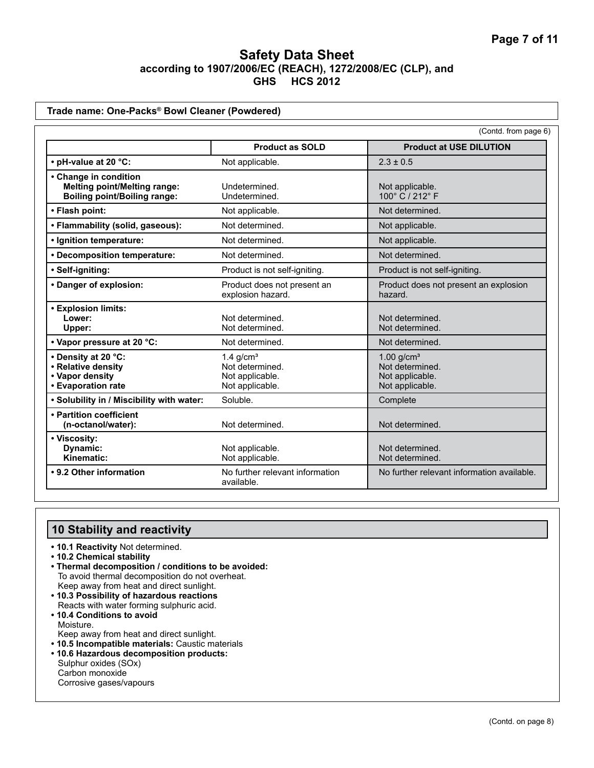# Safety Data Sheet

**according to 1907/2006/EC (REACH), 1272/2008/EC (CLP), and GHS HCS 2012**

**Trade name: One-Packs® Bowl Cleaner (Powdered)**

(Contd. from page 6)

| | Product as SOLD | Product at USE DILUTION |
|---|---|---|
| **• pH-value at 20 °C:** | Not applicable. | 2.3 ± 0.5 |
| **• Change in condition** <br> **Melting point/Melting range:** <br> **Boiling point/Boiling range:** | <br> Undetermined. <br> Undetermined. | <br> Not applicable. <br> 100° C / 212° F |
| **• Flash point:** | Not applicable. | Not determined. |
| **• Flammability (solid, gaseous):** | Not determined. | Not applicable. |
| **• Ignition temperature:** | Not determined. | Not applicable. |
| **• Decomposition temperature:** | Not determined. | Not determined. |
| **• Self-igniting:** | Product is not self-igniting. | Product is not self-igniting. |
| **• Danger of explosion:** | Product does not present an explosion hazard. | Product does not present an explosion hazard. |
| **• Explosion limits:** <br> **Lower:** <br> **Upper:** | <br> Not determined. <br> Not determined. | <br> Not determined. <br> Not determined. |
| **• Vapor pressure at 20 °C:** | Not determined. | Not determined. |
| **• Density at 20 °C:** <br> **• Relative density** <br> **• Vapor density** <br> **• Evaporation rate** | 1.4 $g/cm^3$ <br> Not determined. <br> Not applicable. <br> Not applicable. | 1.00 $g/cm^3$ <br> Not determined. <br> Not applicable. <br> Not applicable. |
| **• Solubility in / Miscibility with water:** | Soluble. | Complete |
| **• Partition coefficient (n-octanol/water):** | Not determined. | Not determined. |
| **• Viscosity:** <br> **Dynamic:** <br> **Kinematic:** | <br> Not applicable. <br> Not applicable. | <br> Not determined. <br> Not determined. |
| **• 9.2 Other information** | No further relevant information available. | No further relevant information available. |

## 10 Stability and reactivity

- **10.1 Reactivity** Not determined.
- **10.2 Chemical stability**
- **Thermal decomposition / conditions to be avoided:**
  To avoid thermal decomposition do not overheat.
  Keep away from heat and direct sunlight.
- **10.3 Possibility of hazardous reactions**
  Reacts with water forming sulphuric acid.
- **10.4 Conditions to avoid**
  Moisture.
  Keep away from heat and direct sunlight.
- **10.5 Incompatible materials:** Caustic materials
- **10.6 Hazardous decomposition products:**
  Sulphur oxides (SOx)
  Carbon monoxide
  Corrosive gases/vapours

(Contd. on page 8)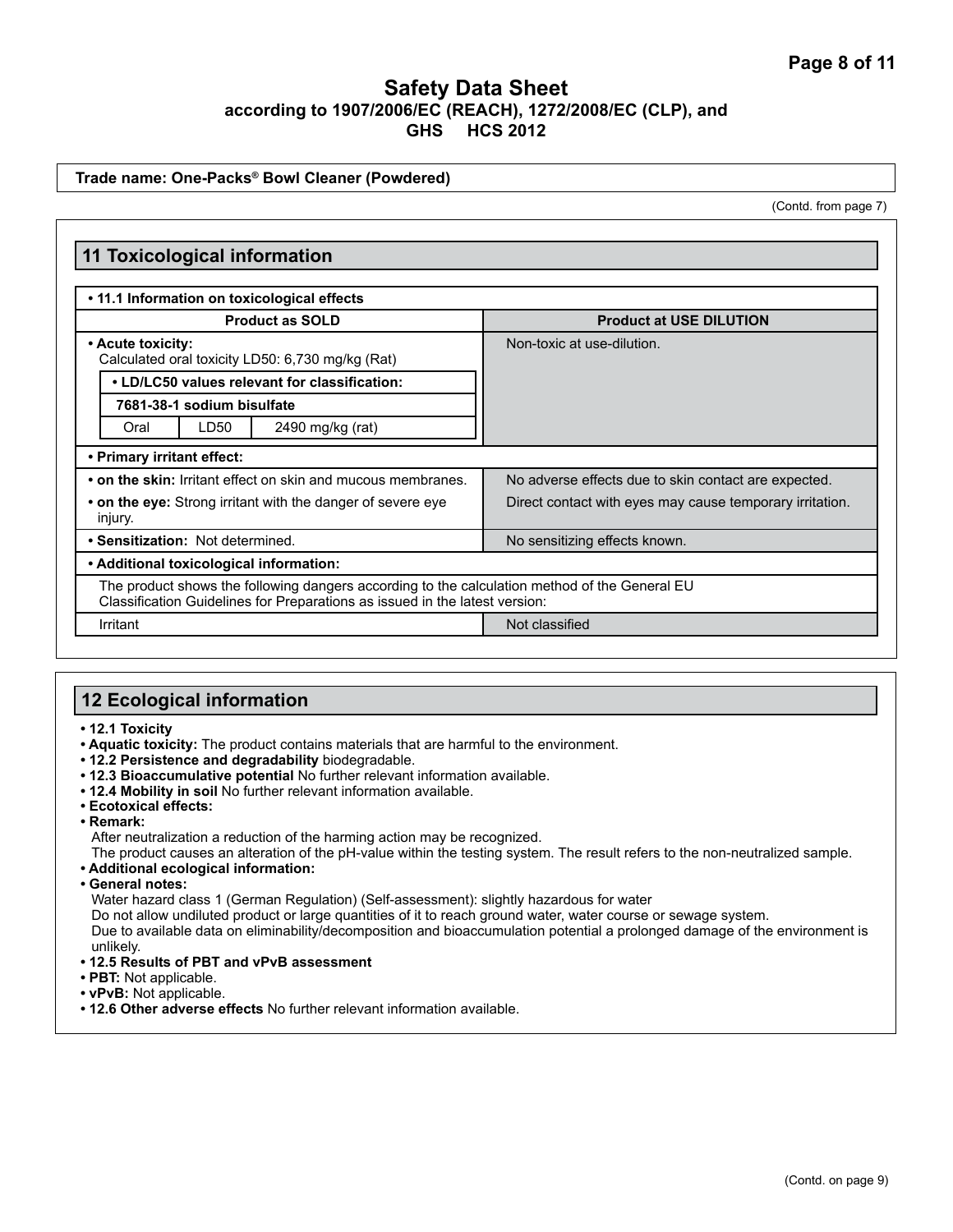# Safety Data Sheet
**according to 1907/2006/EC (REACH), 1272/2008/EC (CLP), and GHS HCS 2012**

**Trade name: One-Packs® Bowl Cleaner (Powdered)**

(Contd. from page 7)

## 11 Toxicological information

**• 11.1 Information on toxicological effects**

| Product as SOLD | Product at USE DILUTION |
|---|---|
| **• Acute toxicity:** Calculated oral toxicity LD50: 6,730 mg/kg (Rat) | Non-toxic at use-dilution. |
| **• LD/LC50 values relevant for classification:** | |
| **7681-38-1 sodium bisulfate** | |
| Oral LD50 2490 mg/kg (rat) | |
| **• Primary irritant effect:** | |
| **• on the skin:** Irritant effect on skin and mucous membranes. | No adverse effects due to skin contact are expected. |
| **• on the eye:** Strong irritant with the danger of severe eye injury. | Direct contact with eyes may cause temporary irritation. |
| **• Sensitization:** Not determined. | No sensitizing effects known. |
| **• Additional toxicological information:** | |
| The product shows the following dangers according to the calculation method of the General EU Classification Guidelines for Preparations as issued in the latest version: | |
| Irritant | Not classified |

## 12 Ecological information

- **12.1 Toxicity**
- **Aquatic toxicity:** The product contains materials that are harmful to the environment.
- **12.2 Persistence and degradability** biodegradable.
- **12.3 Bioaccumulative potential** No further relevant information available.
- **12.4 Mobility in soil** No further relevant information available.
- **Ecotoxical effects:**
- **Remark:**
  After neutralization a reduction of the harming action may be recognized.
  The product causes an alteration of the pH-value within the testing system. The result refers to the non-neutralized sample.
- **Additional ecological information:**
- **General notes:**
  Water hazard class 1 (German Regulation) (Self-assessment): slightly hazardous for water
  Do not allow undiluted product or large quantities of it to reach ground water, water course or sewage system.
  Due to available data on eliminability/decomposition and bioaccumulation potential a prolonged damage of the environment is unlikely.
- **12.5 Results of PBT and vPvB assessment**
- **PBT:** Not applicable.
- **vPvB:** Not applicable.
- **12.6 Other adverse effects** No further relevant information available.

(Contd. on page 9)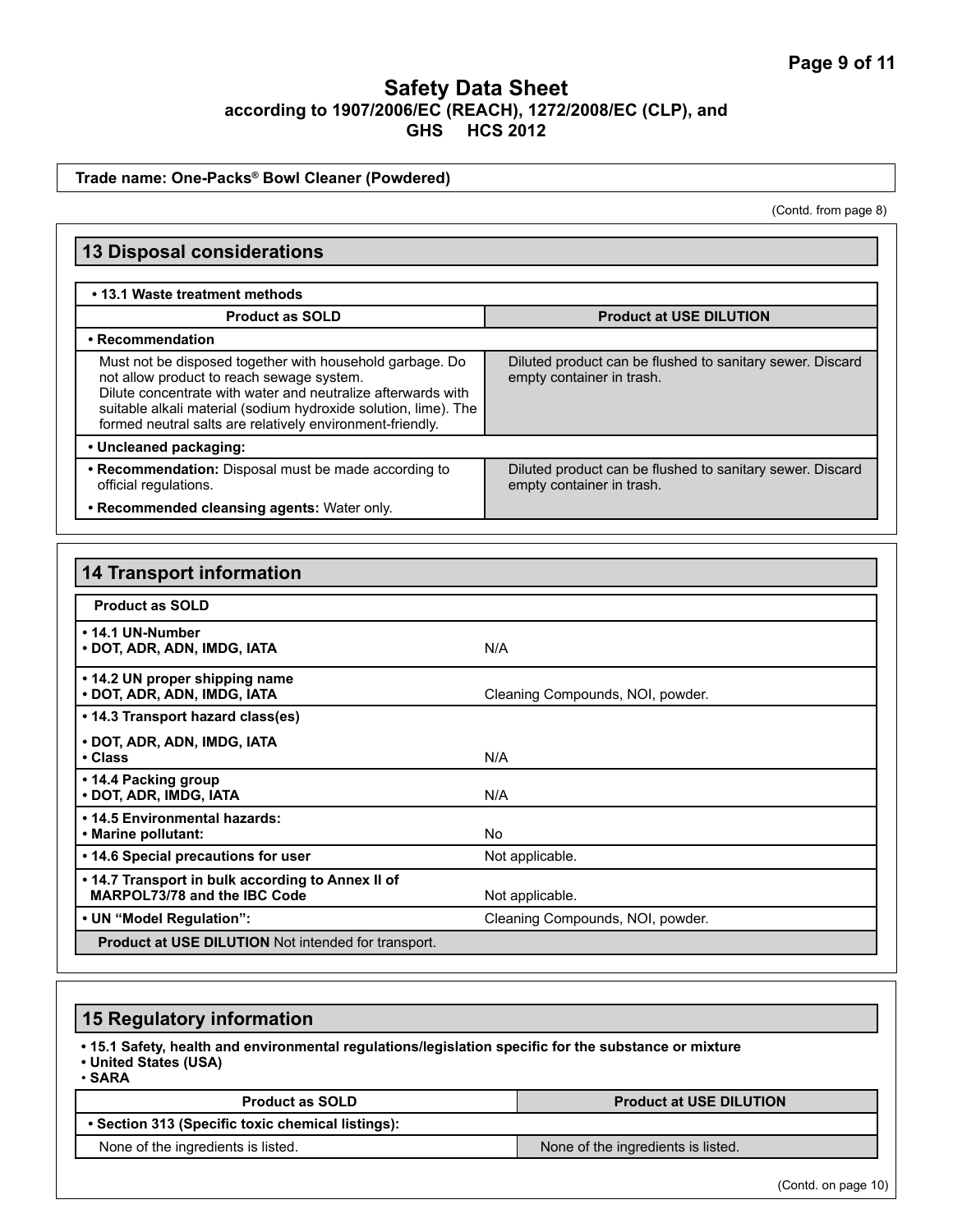# Safety Data Sheet
**according to 1907/2006/EC (REACH), 1272/2008/EC (CLP), and GHS HCS 2012**

**Trade name: One-Packs® Bowl Cleaner (Powdered)**

(Contd. from page 8)

## 13 Disposal considerations

| • 13.1 Waste treatment methods | |
|---|---|
| **Product as SOLD** | **Product at USE DILUTION** |
| **• Recommendation** | |
| Must not be disposed together with household garbage. Do not allow product to reach sewage system. Dilute concentrate with water and neutralize afterwards with suitable alkali material (sodium hydroxide solution, lime). The formed neutral salts are relatively environment-friendly. | Diluted product can be flushed to sanitary sewer. Discard empty container in trash. |
| **• Uncleaned packaging:** | |
| **• Recommendation:** Disposal must be made according to official regulations. **• Recommended cleansing agents:** Water only. | Diluted product can be flushed to sanitary sewer. Discard empty container in trash. |

## 14 Transport information

| **Product as SOLD** | |
|---|---|
| **• 14.1 UN-Number** **• DOT, ADR, ADN, IMDG, IATA** | N/A |
| **• 14.2 UN proper shipping name** **• DOT, ADR, ADN, IMDG, IATA** | Cleaning Compounds, NOI, powder. |
| **• 14.3 Transport hazard class(es)** **• DOT, ADR, ADN, IMDG, IATA** **• Class** | N/A |
| **• 14.4 Packing group** **• DOT, ADR, IMDG, IATA** | N/A |
| **• 14.5 Environmental hazards:** **• Marine pollutant:** | No |
| **• 14.6 Special precautions for user** | Not applicable. |
| **• 14.7 Transport in bulk according to Annex II of MARPOL73/78 and the IBC Code** | Not applicable. |
| **• UN "Model Regulation":** | Cleaning Compounds, NOI, powder. |
| **Product at USE DILUTION** Not intended for transport. | |

## 15 Regulatory information

- **15.1 Safety, health and environmental regulations/legislation specific for the substance or mixture**
- **United States (USA)**
- **SARA**

| **Product as SOLD** | **Product at USE DILUTION** |
|---|---|
| **• Section 313 (Specific toxic chemical listings):** | |
| None of the ingredients is listed. | None of the ingredients is listed. |

(Contd. on page 10)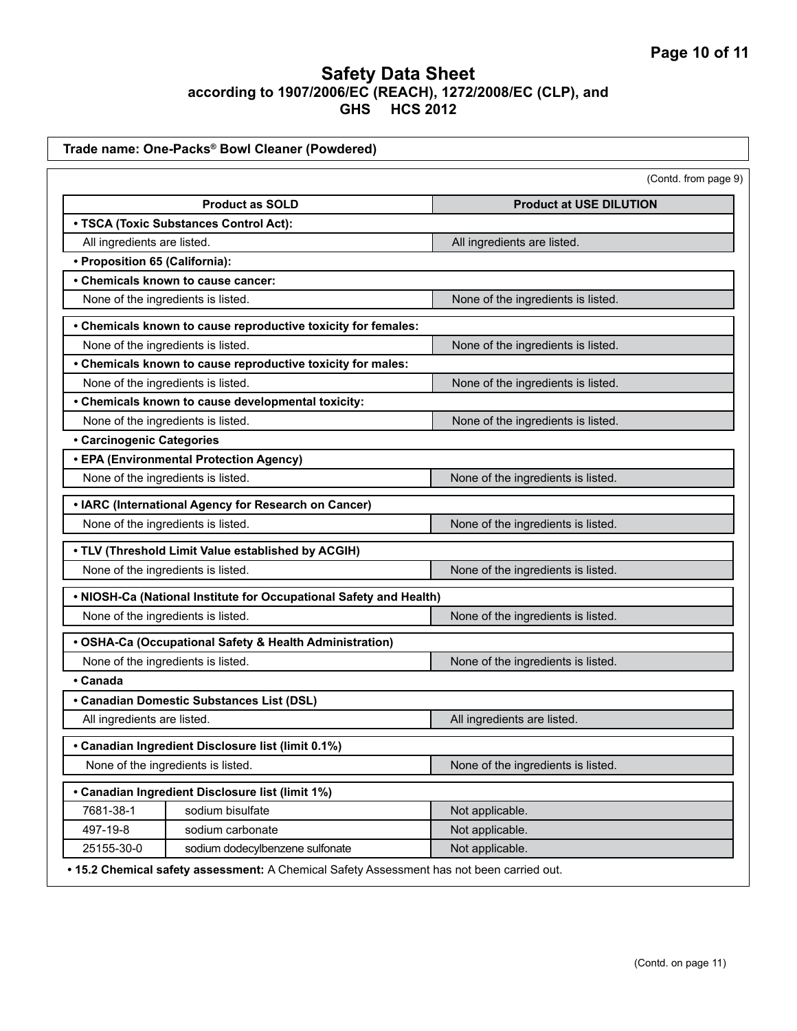# Safety Data Sheet
## according to 1907/2006/EC (REACH), 1272/2008/EC (CLP), and GHS HCS 2012

**Trade name: One-Packs® Bowl Cleaner (Powdered)**

(Contd. from page 9)

| Product as SOLD | | Product at USE DILUTION |
|---|---|---|
| **• TSCA (Toxic Substances Control Act):** | | |
| All ingredients are listed. | | All ingredients are listed. |
| **• Proposition 65 (California):** | | |
| **• Chemicals known to cause cancer:** | | |
| None of the ingredients is listed. | | None of the ingredients is listed. |
| **• Chemicals known to cause reproductive toxicity for females:** | | |
| None of the ingredients is listed. | | None of the ingredients is listed. |
| **• Chemicals known to cause reproductive toxicity for males:** | | |
| None of the ingredients is listed. | | None of the ingredients is listed. |
| **• Chemicals known to cause developmental toxicity:** | | |
| None of the ingredients is listed. | | None of the ingredients is listed. |
| **• Carcinogenic Categories** | | |
| **• EPA (Environmental Protection Agency)** | | |
| None of the ingredients is listed. | | None of the ingredients is listed. |
| **• IARC (International Agency for Research on Cancer)** | | |
| None of the ingredients is listed. | | None of the ingredients is listed. |
| **• TLV (Threshold Limit Value established by ACGIH)** | | |
| None of the ingredients is listed. | | None of the ingredients is listed. |
| **• NIOSH-Ca (National Institute for Occupational Safety and Health)** | | |
| None of the ingredients is listed. | | None of the ingredients is listed. |
| **• OSHA-Ca (Occupational Safety & Health Administration)** | | |
| None of the ingredients is listed. | | None of the ingredients is listed. |
| **• Canada** | | |
| **• Canadian Domestic Substances List (DSL)** | | |
| All ingredients are listed. | | All ingredients are listed. |
| **• Canadian Ingredient Disclosure list (limit 0.1%)** | | |
| None of the ingredients is listed. | | None of the ingredients is listed. |
| **• Canadian Ingredient Disclosure list (limit 1%)** | | |
| 7681-38-1 | sodium bisulfate | Not applicable. |
| 497-19-8 | sodium carbonate | Not applicable. |
| 25155-30-0 | sodium dodecylbenzene sulfonate | Not applicable. |

**• 15.2 Chemical safety assessment:** A Chemical Safety Assessment has not been carried out.

(Contd. on page 11)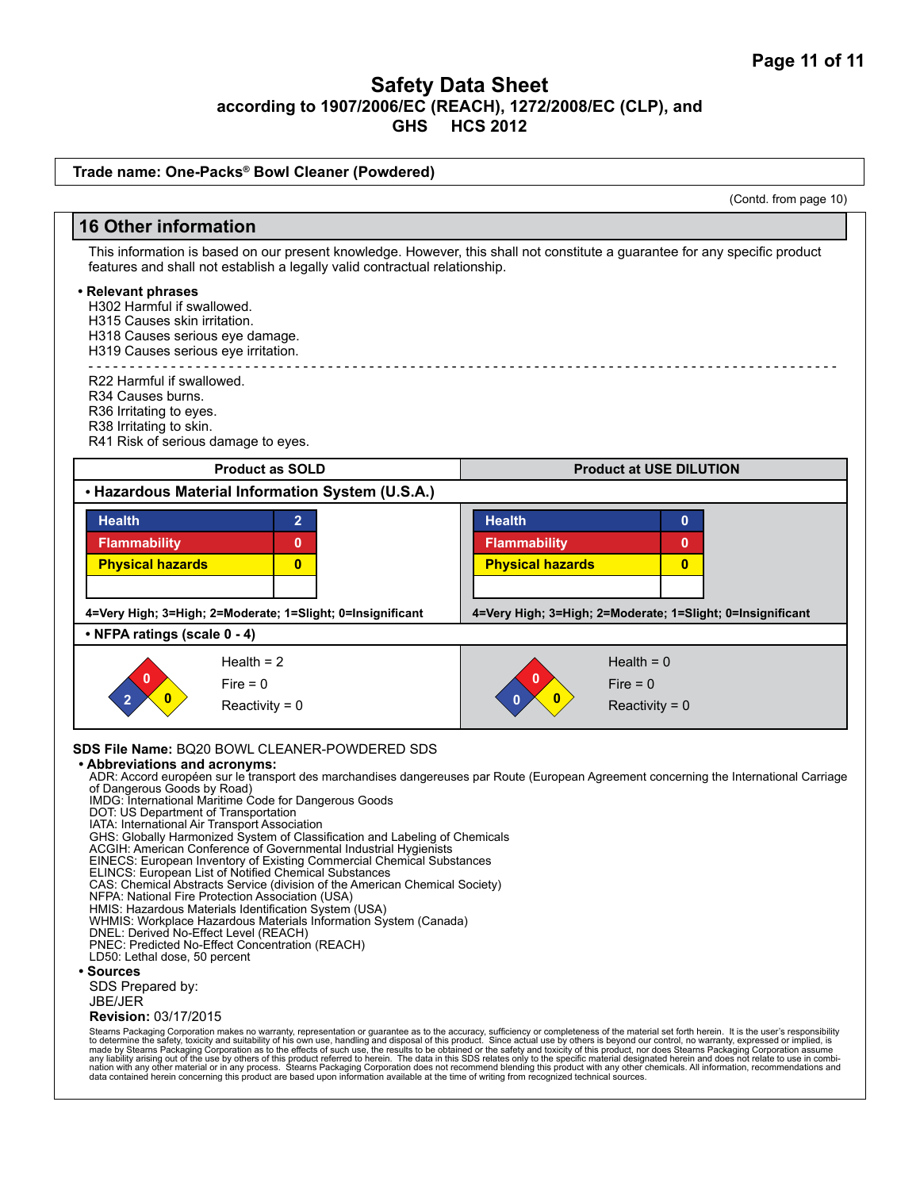## Safety Data Sheet
**according to 1907/2006/EC (REACH), 1272/2008/EC (CLP), and GHS HCS 2012**

**Trade name: One-Packs® Bowl Cleaner (Powdered)**

(Contd. from page 10)

## 16 Other information

This information is based on our present knowledge. However, this shall not constitute a guarantee for any specific product features and shall not establish a legally valid contractual relationship.

- **Relevant phrases**

H302 Harmful if swallowed.
H315 Causes skin irritation.
H318 Causes serious eye damage.
H319 Causes serious eye irritation.

---

R22 Harmful if swallowed.
R34 Causes burns.
R36 Irritating to eyes.
R38 Irritating to skin.
R41 Risk of serious damage to eyes.

| Product as SOLD | | Product at USE DILUTION | |
|---|---|---|---|
| **• Hazardous Material Information System (U.S.A.)** | | | |
| Health | 2 | Health | 0 |
| Flammability | 0 | Flammability | 0 |
| Physical hazards | 0 | Physical hazards | 0 |
| | | | |
| 4=Very High; 3=High; 2=Moderate; 1=Slight; 0=Insignificant | | 4=Very High; 3=High; 2=Moderate; 1=Slight; 0=Insignificant | |
| **• NFPA ratings (scale 0 - 4)** | | | |
| Health = 2 | | Health = 0 | |
| Fire = 0 | | Fire = 0 | |
| Reactivity = 0 | | Reactivity = 0 | |

**SDS File Name:** BQ20 BOWL CLEANER-POWDERED SDS

- **Abbreviations and acronyms:**

ADR: Accord européen sur le transport des marchandises dangereuses par Route (European Agreement concerning the International Carriage of Dangerous Goods by Road)
IMDG: International Maritime Code for Dangerous Goods
DOT: US Department of Transportation
IATA: International Air Transport Association
GHS: Globally Harmonized System of Classification and Labeling of Chemicals
ACGIH: American Conference of Governmental Industrial Hygienists
EINECS: European Inventory of Existing Commercial Chemical Substances
ELINCS: European List of Notified Chemical Substances
CAS: Chemical Abstracts Service (division of the American Chemical Society)
NFPA: National Fire Protection Association (USA)
HMIS: Hazardous Materials Identification System (USA)
WHMIS: Workplace Hazardous Materials Information System (Canada)
DNEL: Derived No-Effect Level (REACH)
PNEC: Predicted No-Effect Concentration (REACH)
LD50: Lethal dose, 50 percent

- **Sources**

SDS Prepared by:
JBE/JER

**Revision:** 03/17/2015

Stearns Packaging Corporation makes no warranty, representation or guarantee as to the accuracy, sufficiency or completeness of the material set forth herein. It is the user's responsibility to determine the safety, toxicity and suitability of his own use, handling and disposal of this product. Since actual use by others is beyond our control, no warranty, expressed or implied, is made by Stearns Packaging Corporation as to the effects of such use, the results to be obtained or the safety and toxicity of this product, nor does Stearns Packaging Corporation assume any liability arising out of the use by others of this product referred to herein. The data in this SDS relates only to the specific material designated herein and does not relate to use in combination with any other material or in any process. Stearns Packaging Corporation does not recommend blending this product with any other chemicals. All information, recommendations and data contained herein concerning this product are based upon information available at the time of writing from recognized technical sources.